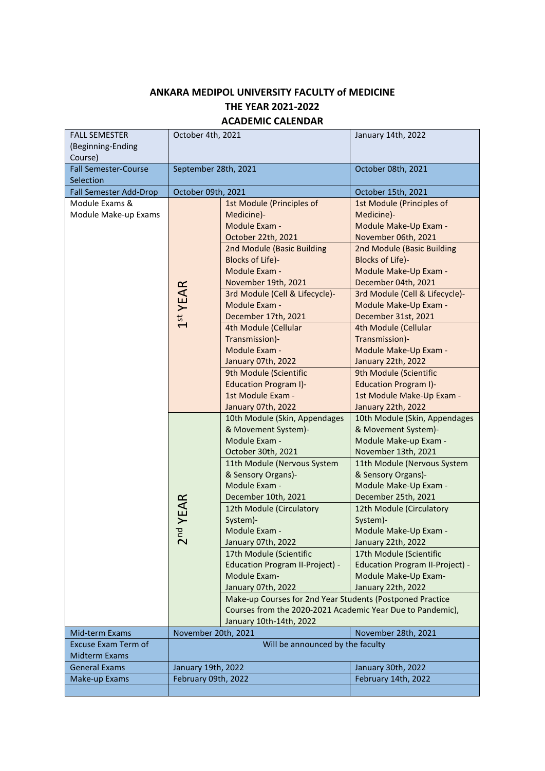**ANKARA MEDIPOL UNIVERSITY FACULTY of MEDICINE**
**THE YEAR 2021-2022**
**ACADEMIC CALENDAR**

| | | | |
|---|---|---|---|
| FALL SEMESTER (Beginning-Ending Course) | October 4th, 2021 | | January 14th, 2022 |
| Fall Semester-Course Selection | September 28th, 2021 | | October 08th, 2021 |
| Fall Semester Add-Drop | October 09th, 2021 | | October 15th, 2021 |
| Module Exams & Module Make-up Exams | 1st YEAR | 1st Module (Principles of Medicine)- Module Exam - October 22th, 2021 | 1st Module (Principles of Medicine)- Module Make-Up Exam - November 06th, 2021 |
| | | 2nd Module (Basic Building Blocks of Life)- Module Exam - November 19th, 2021 | 2nd Module (Basic Building Blocks of Life)- Module Make-Up Exam - December 04th, 2021 |
| | | 3rd Module (Cell & Lifecycle)- Module Exam - December 17th, 2021 | 3rd Module (Cell & Lifecycle)- Module Make-Up Exam - December 31st, 2021 |
| | | 4th Module (Cellular Transmission)- Module Exam - January 07th, 2022 | 4th Module (Cellular Transmission)- Module Make-Up Exam - January 22th, 2022 |
| | | 9th Module (Scientific Education Program I)- 1st Module Exam - January 07th, 2022 | 9th Module (Scientific Education Program I)- 1st Module Make-Up Exam - January 22th, 2022 |
| | 2nd YEAR | 10th Module (Skin, Appendages & Movement System)- Module Exam - October 30th, 2021 | 10th Module (Skin, Appendages & Movement System)- Module Make-up Exam - November 13th, 2021 |
| | | 11th Module (Nervous System & Sensory Organs)- Module Exam - December 10th, 2021 | 11th Module (Nervous System & Sensory Organs)- Module Make-Up Exam - December 25th, 2021 |
| | | 12th Module (Circulatory System)- Module Exam - January 07th, 2022 | 12th Module (Circulatory System)- Module Make-Up Exam - January 22th, 2022 |
| | | 17th Module (Scientific Education Program II-Project) - Module Exam- January 07th, 2022 | 17th Module (Scientific Education Program II-Project) - Module Make-Up Exam- January 22th, 2022 |
| | | Make-up Courses for 2nd Year Students (Postponed Practice Courses from the 2020-2021 Academic Year Due to Pandemic), January 10th-14th, 2022 | |
| Mid-term Exams | November 20th, 2021 | | November 28th, 2021 |
| Excuse Exam Term of Midterm Exams | Will be announced by the faculty | | |
| General Exams | January 19th, 2022 | | January 30th, 2022 |
| Make-up Exams | February 09th, 2022 | | February 14th, 2022 |
| | | | |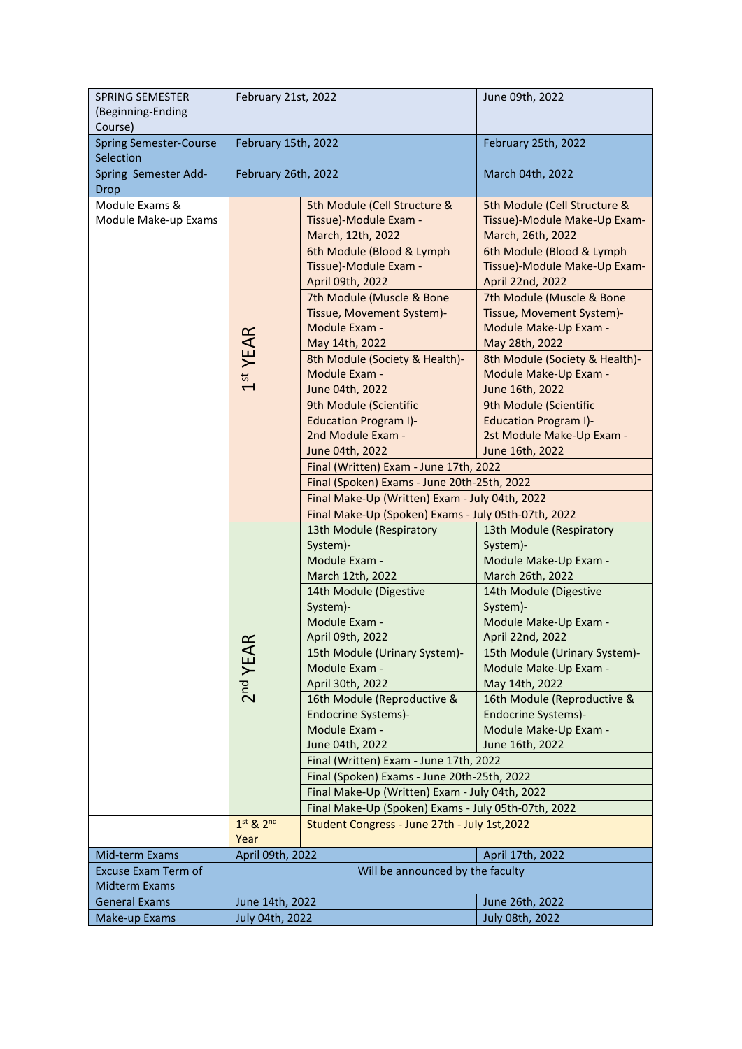| | | | |
|---|---|---|---|
| SPRING SEMESTER (Beginning-Ending Course) | February 21st, 2022 | | June 09th, 2022 |
| Spring Semester-Course Selection | February 15th, 2022 | | February 25th, 2022 |
| Spring Semester Add-Drop | February 26th, 2022 | | March 04th, 2022 |
| Module Exams & Module Make-up Exams | 1st YEAR | 5th Module (Cell Structure & Tissue)-Module Exam - March, 12th, 2022 | 5th Module (Cell Structure & Tissue)-Module Make-Up Exam- March, 26th, 2022 |
| | | 6th Module (Blood & Lymph Tissue)-Module Exam - April 09th, 2022 | 6th Module (Blood & Lymph Tissue)-Module Make-Up Exam- April 22nd, 2022 |
| | | 7th Module (Muscle & Bone Tissue, Movement System)- Module Exam - May 14th, 2022 | 7th Module (Muscle & Bone Tissue, Movement System)- Module Make-Up Exam - May 28th, 2022 |
| | | 8th Module (Society & Health)- Module Exam - June 04th, 2022 | 8th Module (Society & Health)- Module Make-Up Exam - June 16th, 2022 |
| | | 9th Module (Scientific Education Program I)- 2nd Module Exam - June 04th, 2022 | 9th Module (Scientific Education Program I)- 2st Module Make-Up Exam - June 16th, 2022 |
| | | Final (Written) Exam - June 17th, 2022 | |
| | | Final (Spoken) Exams - June 20th-25th, 2022 | |
| | | Final Make-Up (Written) Exam - July 04th, 2022 | |
| | | Final Make-Up (Spoken) Exams - July 05th-07th, 2022 | |
| | 2nd YEAR | 13th Module (Respiratory System)- Module Exam - March 12th, 2022 | 13th Module (Respiratory System)- Module Make-Up Exam - March 26th, 2022 |
| | | 14th Module (Digestive System)- Module Exam - April 09th, 2022 | 14th Module (Digestive System)- Module Make-Up Exam - April 22nd, 2022 |
| | | 15th Module (Urinary System)- Module Exam - April 30th, 2022 | 15th Module (Urinary System)- Module Make-Up Exam - May 14th, 2022 |
| | | 16th Module (Reproductive & Endocrine Systems)- Module Exam - June 04th, 2022 | 16th Module (Reproductive & Endocrine Systems)- Module Make-Up Exam - June 16th, 2022 |
| | | Final (Written) Exam - June 17th, 2022 | |
| | | Final (Spoken) Exams - June 20th-25th, 2022 | |
| | | Final Make-Up (Written) Exam - July 04th, 2022 | |
| | | Final Make-Up (Spoken) Exams - July 05th-07th, 2022 | |
| | 1st & 2nd Year | Student Congress - June 27th - July 1st,2022 | |
| Mid-term Exams | April 09th, 2022 | | April 17th, 2022 |
| Excuse Exam Term of Midterm Exams | Will be announced by the faculty | | |
| General Exams | June 14th, 2022 | | June 26th, 2022 |
| Make-up Exams | July 04th, 2022 | | July 08th, 2022 |